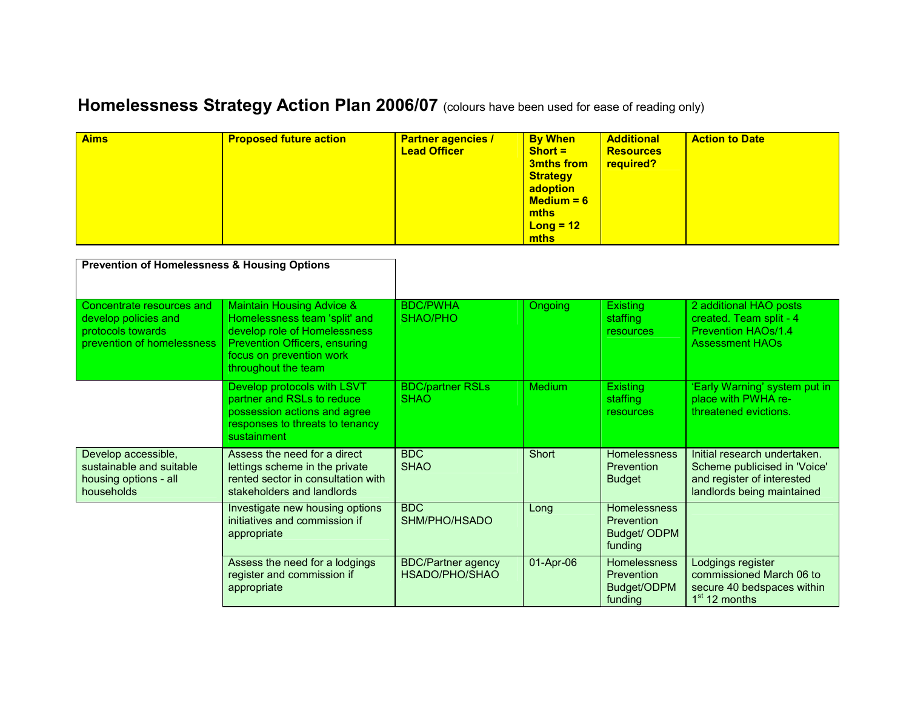# Homelessness Strategy Action Plan 2006/07 (colours have been used for ease of reading only)

| Aims | Proposed future action | Partner agencies / Lead Officer | By When Short = 3mths from Strategy adoption Medium = 6 mths Long = 12 mths | Additional Resources required? | Action to Date |
|---|---|---|---|---|---|
| **Prevention of Homelessness & Housing Options** | | | | | |
| Concentrate resources and develop policies and protocols towards prevention of homelessness | Maintain Housing Advice & Homelessness team 'split' and develop role of Homelessness Prevention Officers, ensuring focus on prevention work throughout the team | BDC/PWHA SHAO/PHO | Ongoing | Existing staffing resources | 2 additional HAO posts created. Team split - 4 Prevention HAOs/1.4 Assessment HAOs |
| | Develop protocols with LSVT partner and RSLs to reduce possession actions and agree responses to threats to tenancy sustainment | BDC/partner RSLs SHAO | Medium | Existing staffing resources | 'Early Warning' system put in place with PWHA re-threatened evictions. |
| Develop accessible, sustainable and suitable housing options - all households | Assess the need for a direct lettings scheme in the private rented sector in consultation with stakeholders and landlords | BDC SHAO | Short | Homelessness Prevention Budget | Initial research undertaken. Scheme publicised in 'Voice' and register of interested landlords being maintained |
| | Investigate new housing options initiatives and commission if appropriate | BDC SHM/PHO/HSADO | Long | Homelessness Prevention Budget/ ODPM funding | |
| | Assess the need for a lodgings register and commission if appropriate | BDC/Partner agency HSADO/PHO/SHAO | 01-Apr-06 | Homelessness Prevention Budget/ODPM funding | Lodgings register commissioned March 06 to secure 40 bedspaces within 1st 12 months |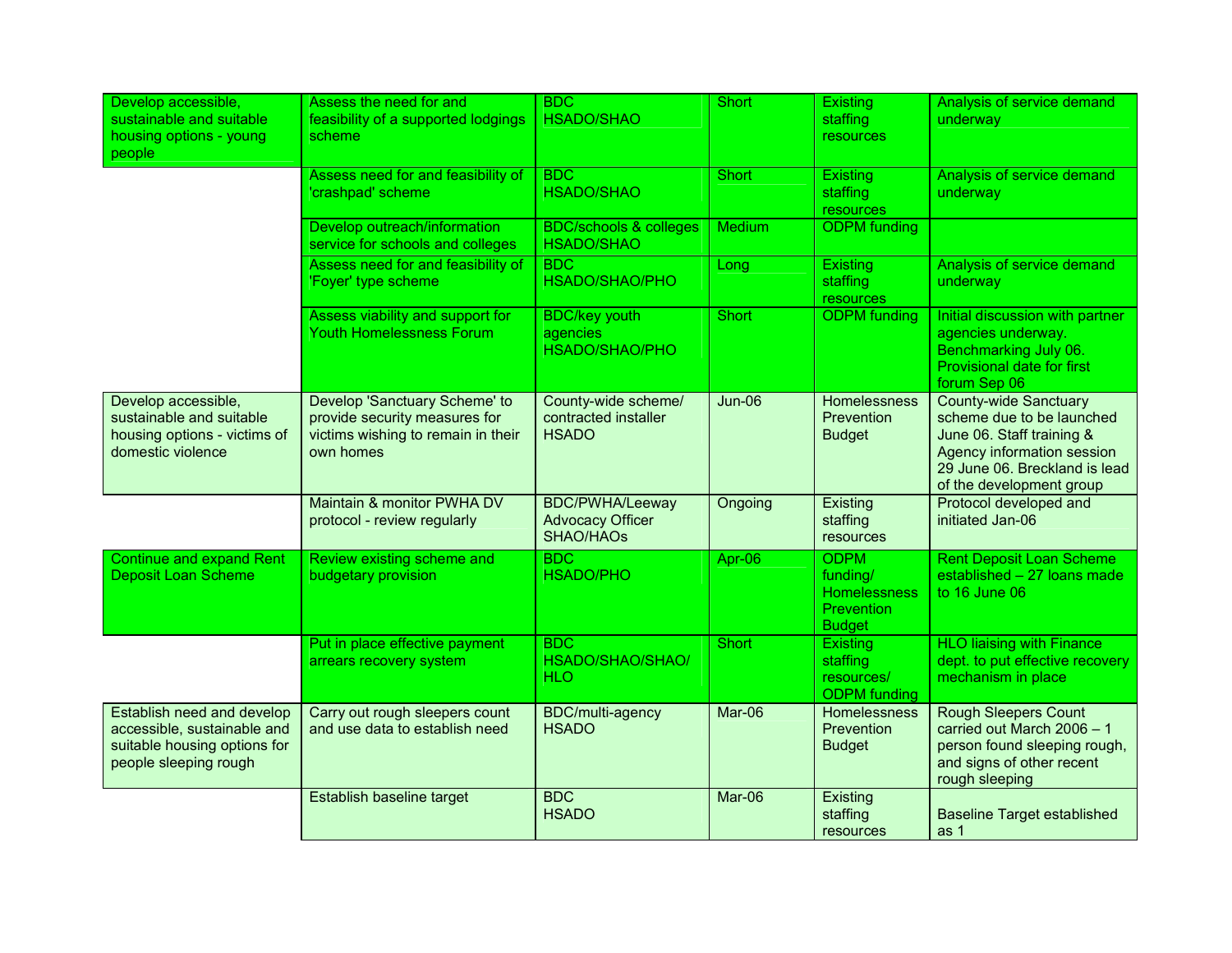| | | | | | |
|---|---|---|---|---|---|
| Develop accessible, sustainable and suitable housing options - young people | Assess the need for and feasibility of a supported lodgings scheme | BDC HSADO/SHAO | Short | Existing staffing resources | Analysis of service demand underway |
| | Assess need for and feasibility of 'crashpad' scheme | BDC HSADO/SHAO | Short | Existing staffing resources | Analysis of service demand underway |
| | Develop outreach/information service for schools and colleges | BDC/schools & colleges HSADO/SHAO | Medium | ODPM funding | |
| | Assess need for and feasibility of 'Foyer' type scheme | BDC HSADO/SHAO/PHO | Long | Existing staffing resources | Analysis of service demand underway |
| | Assess viability and support for Youth Homelessness Forum | BDC/key youth agencies HSADO/SHAO/PHO | Short | ODPM funding | Initial discussion with partner agencies underway. Benchmarking July 06. Provisional date for first forum Sep 06 |
| Develop accessible, sustainable and suitable housing options - victims of domestic violence | Develop 'Sanctuary Scheme' to provide security measures for victims wishing to remain in their own homes | County-wide scheme/ contracted installer HSADO | Jun-06 | Homelessness Prevention Budget | County-wide Sanctuary scheme due to be launched June 06. Staff training & Agency information session 29 June 06. Breckland is lead of the development group |
| | Maintain & monitor PWHA DV protocol - review regularly | BDC/PWHA/Leeway Advocacy Officer SHAO/HAOs | Ongoing | Existing staffing resources | Protocol developed and initiated Jan-06 |
| Continue and expand Rent Deposit Loan Scheme | Review existing scheme and budgetary provision | BDC HSADO/PHO | Apr-06 | ODPM funding/ Homelessness Prevention Budget | Rent Deposit Loan Scheme established – 27 loans made to 16 June 06 |
| | Put in place effective payment arrears recovery system | BDC HSADO/SHAO/SHAO/ HLO | Short | Existing staffing resources/ ODPM funding | HLO liaising with Finance dept. to put effective recovery mechanism in place |
| Establish need and develop accessible, sustainable and suitable housing options for people sleeping rough | Carry out rough sleepers count and use data to establish need | BDC/multi-agency HSADO | Mar-06 | Homelessness Prevention Budget | Rough Sleepers Count carried out March 2006 – 1 person found sleeping rough, and signs of other recent rough sleeping |
| | Establish baseline target | BDC HSADO | Mar-06 | Existing staffing resources | Baseline Target established as 1 |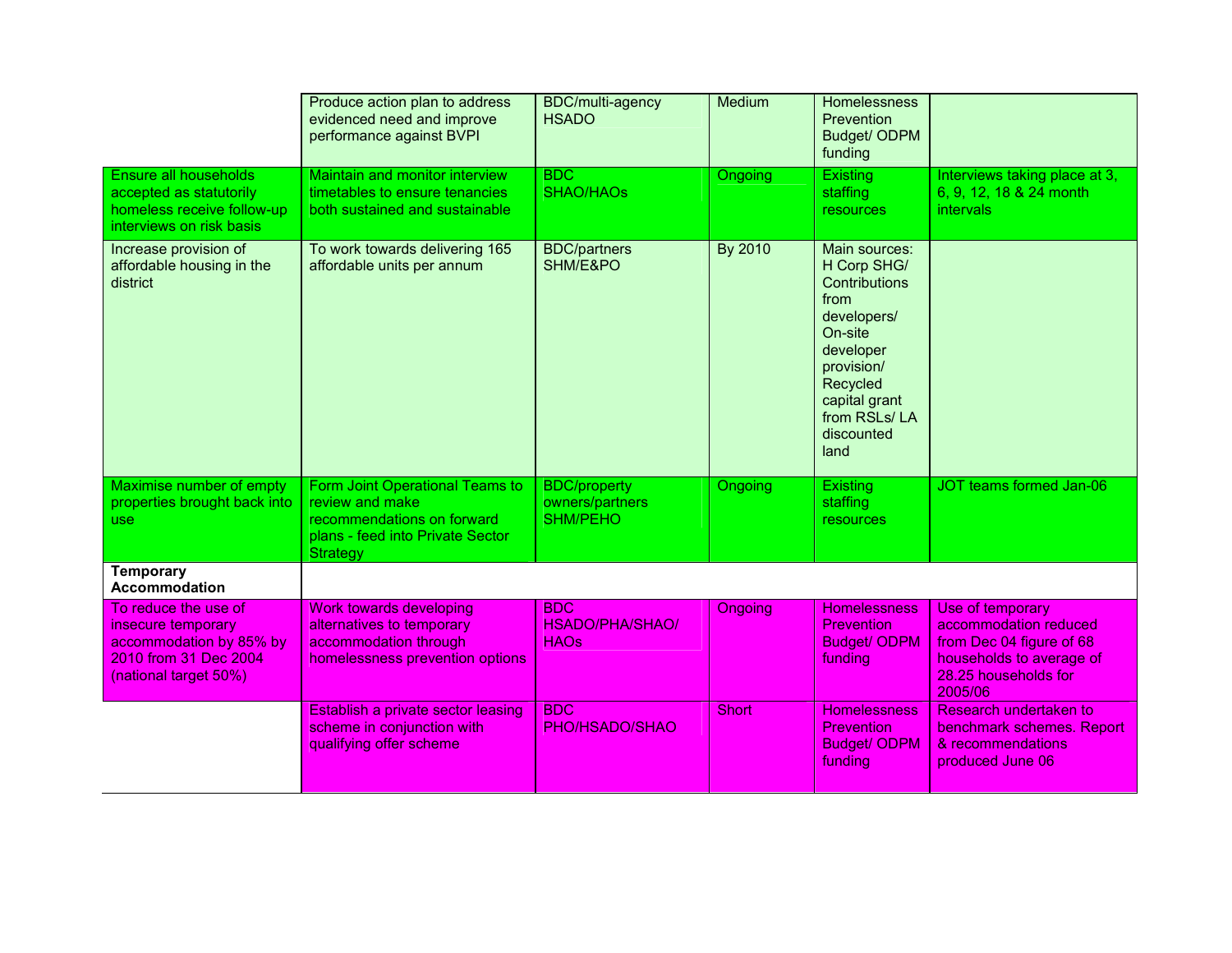| | | | | | |
|---|---|---|---|---|---|
| | Produce action plan to address evidenced need and improve performance against BVPI | BDC/multi-agency HSADO | Medium | Homelessness Prevention Budget/ ODPM funding | |
| Ensure all households accepted as statutorily homeless receive follow-up interviews on risk basis | Maintain and monitor interview timetables to ensure tenancies both sustained and sustainable | BDC SHAO/HAOs | Ongoing | Existing staffing resources | Interviews taking place at 3, 6, 9, 12, 18 & 24 month intervals |
| Increase provision of affordable housing in the district | To work towards delivering 165 affordable units per annum | BDC/partners SHM/E&PO | By 2010 | Main sources: H Corp SHG/ Contributions from developers/ On-site developer provision/ Recycled capital grant from RSLs/ LA discounted land | |
| Maximise number of empty properties brought back into use | Form Joint Operational Teams to review and make recommendations on forward plans - feed into Private Sector Strategy | BDC/property owners/partners SHM/PEHO | Ongoing | Existing staffing resources | JOT teams formed Jan-06 |
| **Temporary Accommodation** | | | | | |
| To reduce the use of insecure temporary accommodation by 85% by 2010 from 31 Dec 2004 (national target 50%) | Work towards developing alternatives to temporary accommodation through homelessness prevention options | BDC HSADO/PHA/SHAO/ HAOs | Ongoing | Homelessness Prevention Budget/ ODPM funding | Use of temporary accommodation reduced from Dec 04 figure of 68 households to average of 28.25 households for 2005/06 |
| | Establish a private sector leasing scheme in conjunction with qualifying offer scheme | BDC PHO/HSADO/SHAO | Short | Homelessness Prevention Budget/ ODPM funding | Research undertaken to benchmark schemes. Report & recommendations produced June 06 |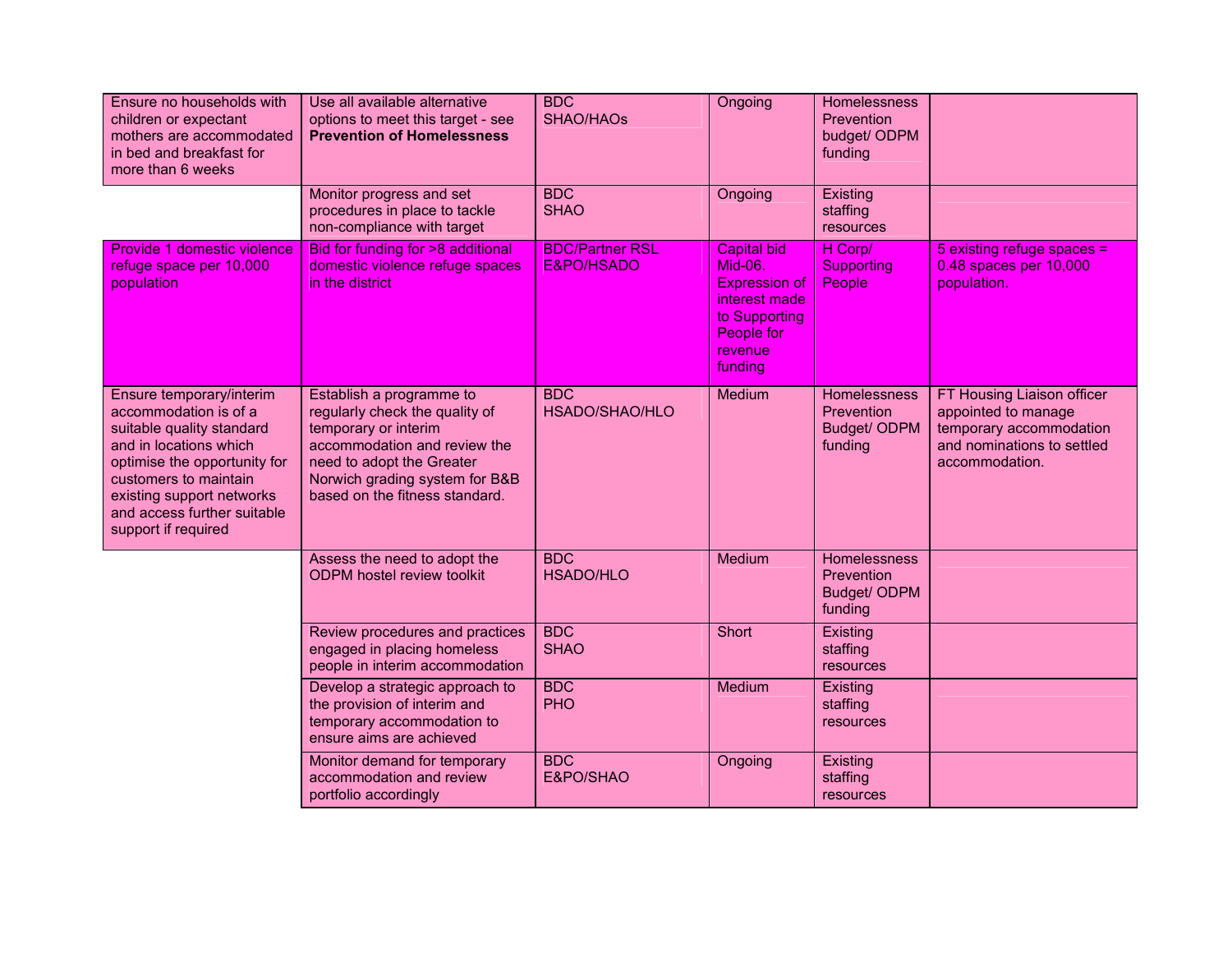| | | | | | |
|---|---|---|---|---|---|
| Ensure no households with children or expectant mothers are accommodated in bed and breakfast for more than 6 weeks | Use all available alternative options to meet this target - see **Prevention of Homelessness** | BDC SHAO/HAOs | Ongoing | Homelessness Prevention budget/ ODPM funding | |
| | Monitor progress and set procedures in place to tackle non-compliance with target | BDC SHAO | Ongoing | Existing staffing resources | |
| Provide 1 domestic violence refuge space per 10,000 population | Bid for funding for >8 additional domestic violence refuge spaces in the district | BDC/Partner RSL E&PO/HSADO | Capital bid Mid-06. Expression of interest made to Supporting People for revenue funding | H Corp/ Supporting People | 5 existing refuge spaces = 0.48 spaces per 10,000 population. |
| Ensure temporary/interim accommodation is of a suitable quality standard and in locations which optimise the opportunity for customers to maintain existing support networks and access further suitable support if required | Establish a programme to regularly check the quality of temporary or interim accommodation and review the need to adopt the Greater Norwich grading system for B&B based on the fitness standard. | BDC HSADO/SHAO/HLO | Medium | Homelessness Prevention Budget/ ODPM funding | FT Housing Liaison officer appointed to manage temporary accommodation and nominations to settled accommodation. |
| | Assess the need to adopt the ODPM hostel review toolkit | BDC HSADO/HLO | Medium | Homelessness Prevention Budget/ ODPM funding | |
| | Review procedures and practices engaged in placing homeless people in interim accommodation | BDC SHAO | Short | Existing staffing resources | |
| | Develop a strategic approach to the provision of interim and temporary accommodation to ensure aims are achieved | BDC PHO | Medium | Existing staffing resources | |
| | Monitor demand for temporary accommodation and review portfolio accordingly | BDC E&PO/SHAO | Ongoing | Existing staffing resources | |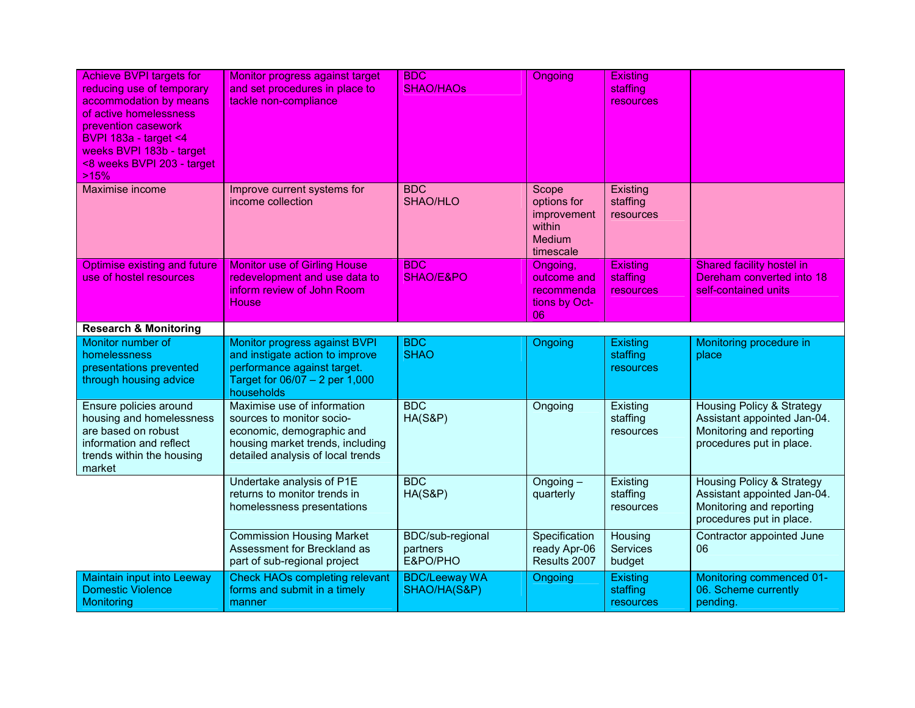| | | | | | |
|---|---|---|---|---|---|
| Achieve BVPI targets for reducing use of temporary accommodation by means of active homelessness prevention casework BVPI 183a - target <4 weeks BVPI 183b - target <8 weeks BVPI 203 - target >15% | Monitor progress against target and set procedures in place to tackle non-compliance | BDC SHAO/HAOs | Ongoing | Existing staffing resources | |
| Maximise income | Improve current systems for income collection | BDC SHAO/HLO | Scope options for improvement within Medium timescale | Existing staffing resources | |
| Optimise existing and future use of hostel resources | Monitor use of Girling House redevelopment and use data to inform review of John Room House | BDC SHAO/E&PO | Ongoing, outcome and recommendations by Oct-06 | Existing staffing resources | Shared facility hostel in Dereham converted into 18 self-contained units |
| **Research & Monitoring** | | | | | |
| Monitor number of homelessness presentations prevented through housing advice | Monitor progress against BVPI and instigate action to improve performance against target. Target for 06/07 – 2 per 1,000 households | BDC SHAO | Ongoing | Existing staffing resources | Monitoring procedure in place |
| Ensure policies around housing and homelessness are based on robust information and reflect trends within the housing market | Maximise use of information sources to monitor socio-economic, demographic and housing market trends, including detailed analysis of local trends | BDC HA(S&P) | Ongoing | Existing staffing resources | Housing Policy & Strategy Assistant appointed Jan-04. Monitoring and reporting procedures put in place. |
| | Undertake analysis of P1E returns to monitor trends in homelessness presentations | BDC HA(S&P) | Ongoing – quarterly | Existing staffing resources | Housing Policy & Strategy Assistant appointed Jan-04. Monitoring and reporting procedures put in place. |
| | Commission Housing Market Assessment for Breckland as part of sub-regional project | BDC/sub-regional partners E&PO/PHO | Specification ready Apr-06 Results 2007 | Housing Services budget | Contractor appointed June 06 |
| Maintain input into Leeway Domestic Violence Monitoring | Check HAOs completing relevant forms and submit in a timely manner | BDC/Leeway WA SHAO/HA(S&P) | Ongoing | Existing staffing resources | Monitoring commenced 01-06. Scheme currently pending. |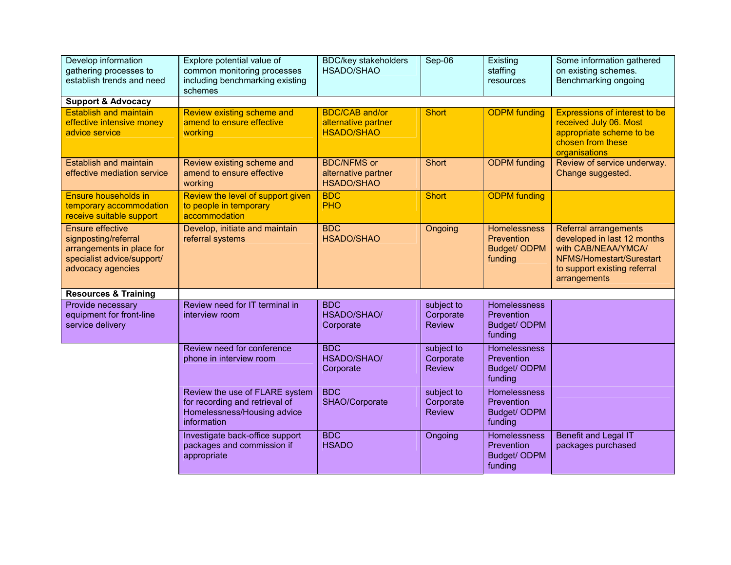| | | | | | |
|---|---|---|---|---|---|
| Develop information gathering processes to establish trends and need | Explore potential value of common monitoring processes including benchmarking existing schemes | BDC/key stakeholders HSADO/SHAO | Sep-06 | Existing staffing resources | Some information gathered on existing schemes. Benchmarking ongoing |
| **Support & Advocacy** | | | | | |
| Establish and maintain effective intensive money advice service | Review existing scheme and amend to ensure effective working | BDC/CAB and/or alternative partner HSADO/SHAO | Short | ODPM funding | Expressions of interest to be received July 06. Most appropriate scheme to be chosen from these organisations |
| Establish and maintain effective mediation service | Review existing scheme and amend to ensure effective working | BDC/NFMS or alternative partner HSADO/SHAO | Short | ODPM funding | Review of service underway. Change suggested. |
| Ensure households in temporary accommodation receive suitable support | Review the level of support given to people in temporary accommodation | BDC PHO | Short | ODPM funding | |
| Ensure effective signposting/referral arrangements in place for specialist advice/support/ advocacy agencies | Develop, initiate and maintain referral systems | BDC HSADO/SHAO | Ongoing | Homelessness Prevention Budget/ ODPM funding | Referral arrangements developed in last 12 months with CAB/NEAA/YMCA/ NFMS/Homestart/Surestart to support existing referral arrangements |
| **Resources & Training** | | | | | |
| Provide necessary equipment for front-line service delivery | Review need for IT terminal in interview room | BDC HSADO/SHAO/ Corporate | subject to Corporate Review | Homelessness Prevention Budget/ ODPM funding | |
| | Review need for conference phone in interview room | BDC HSADO/SHAO/ Corporate | subject to Corporate Review | Homelessness Prevention Budget/ ODPM funding | |
| | Review the use of FLARE system for recording and retrieval of Homelessness/Housing advice information | BDC SHAO/Corporate | subject to Corporate Review | Homelessness Prevention Budget/ ODPM funding | |
| | Investigate back-office support packages and commission if appropriate | BDC HSADO | Ongoing | Homelessness Prevention Budget/ ODPM funding | Benefit and Legal IT packages purchased |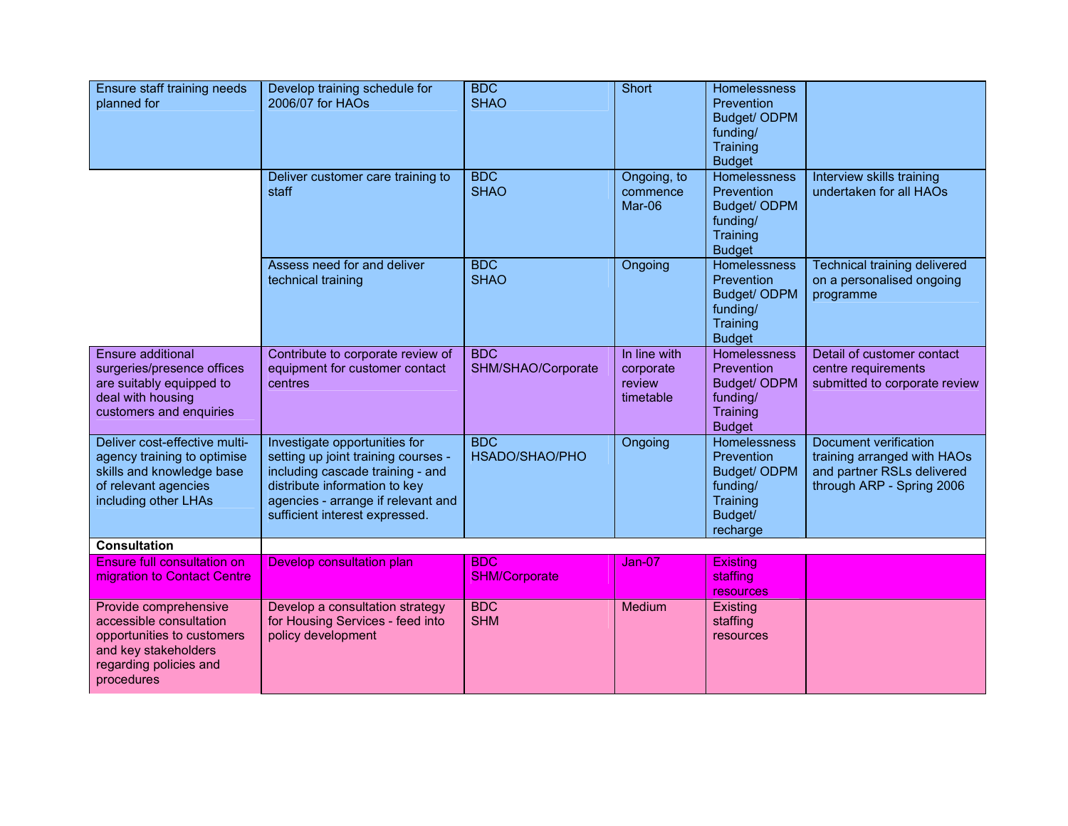| | | | | | |
|---|---|---|---|---|---|
| Ensure staff training needs planned for | Develop training schedule for 2006/07 for HAOs | BDC<br>SHAO | Short | Homelessness Prevention Budget/ ODPM funding/ Training Budget | |
| | Deliver customer care training to staff | BDC<br>SHAO | Ongoing, to commence Mar-06 | Homelessness Prevention Budget/ ODPM funding/ Training Budget | Interview skills training undertaken for all HAOs |
| | Assess need for and deliver technical training | BDC<br>SHAO | Ongoing | Homelessness Prevention Budget/ ODPM funding/ Training Budget | Technical training delivered on a personalised ongoing programme |
| Ensure additional surgeries/presence offices are suitably equipped to deal with housing customers and enquiries | Contribute to corporate review of equipment for customer contact centres | BDC<br>SHM/SHAO/Corporate | In line with corporate review timetable | Homelessness Prevention Budget/ ODPM funding/ Training Budget | Detail of customer contact centre requirements submitted to corporate review |
| Deliver cost-effective multi-agency training to optimise skills and knowledge base of relevant agencies including other LHAs | Investigate opportunities for setting up joint training courses - including cascade training - and distribute information to key agencies - arrange if relevant and sufficient interest expressed. | BDC<br>HSADO/SHAO/PHO | Ongoing | Homelessness Prevention Budget/ ODPM funding/ Training Budget/ recharge | Document verification training arranged with HAOs and partner RSLs delivered through ARP - Spring 2006 |
| **Consultation** | | | | | |
| Ensure full consultation on migration to Contact Centre | Develop consultation plan | BDC<br>SHM/Corporate | Jan-07 | Existing staffing resources | |
| Provide comprehensive accessible consultation opportunities to customers and key stakeholders regarding policies and procedures | Develop a consultation strategy for Housing Services - feed into policy development | BDC<br>SHM | Medium | Existing staffing resources | |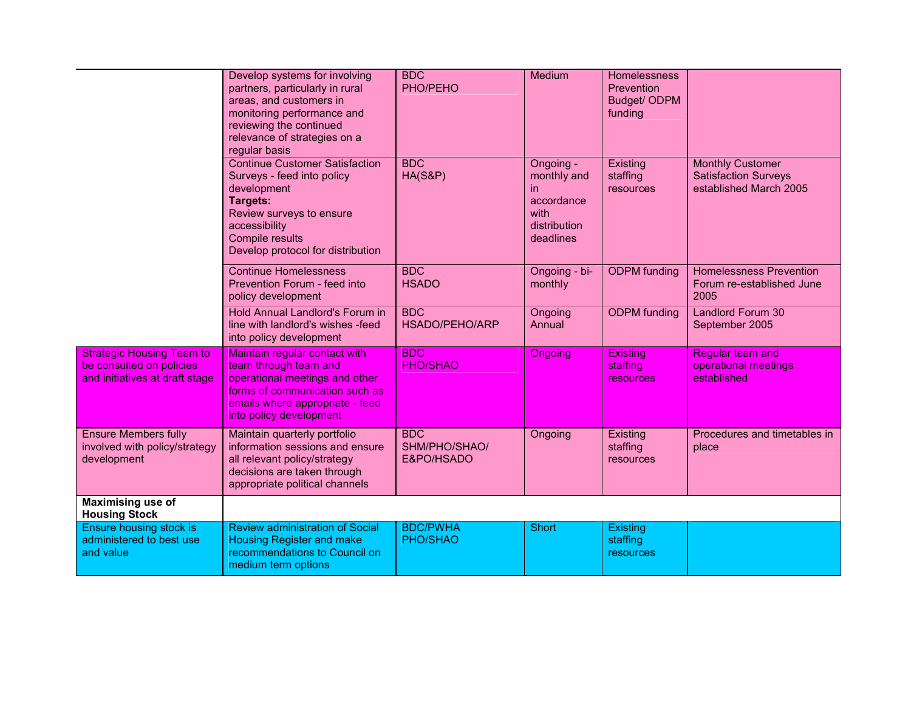| | | | | | |
|---|---|---|---|---|---|
| | Develop systems for involving partners, particularly in rural areas, and customers in monitoring performance and reviewing the continued relevance of strategies on a regular basis | BDC<br>PHO/PEHO | Medium | Homelessness Prevention Budget/ ODPM funding | |
| | Continue Customer Satisfaction Surveys - feed into policy development<br>**Targets:**<br>Review surveys to ensure accessibility<br>Compile results<br>Develop protocol for distribution | BDC<br>HA(S&P) | Ongoing - monthly and in accordance with distribution deadlines | Existing staffing resources | Monthly Customer Satisfaction Surveys established March 2005 |
| | Continue Homelessness Prevention Forum - feed into policy development | BDC<br>HSADO | Ongoing - bi-monthly | ODPM funding | Homelessness Prevention Forum re-established June 2005 |
| | Hold Annual Landlord's Forum in line with landlord's wishes -feed into policy development | BDC<br>HSADO/PEHO/ARP | Ongoing Annual | ODPM funding | Landlord Forum 30 September 2005 |
| Strategic Housing Team to be consulted on policies and initiatives at draft stage | Maintain regular contact with team through team and operational meetings and other forms of communication such as emails where appropriate - feed into policy development | BDC<br>PHO/SHAO | Ongoing | Existing staffing resources | Regular team and operational meetings established |
| Ensure Members fully involved with policy/strategy development | Maintain quarterly portfolio information sessions and ensure all relevant policy/strategy decisions are taken through appropriate political channels | BDC<br>SHM/PHO/SHAO/<br>E&PO/HSADO | Ongoing | Existing staffing resources | Procedures and timetables in place |
| **Maximising use of Housing Stock** | | | | | |
| Ensure housing stock is administered to best use and value | Review administration of Social Housing Register and make recommendations to Council on medium term options | BDC/PWHA<br>PHO/SHAO | Short | Existing staffing resources | |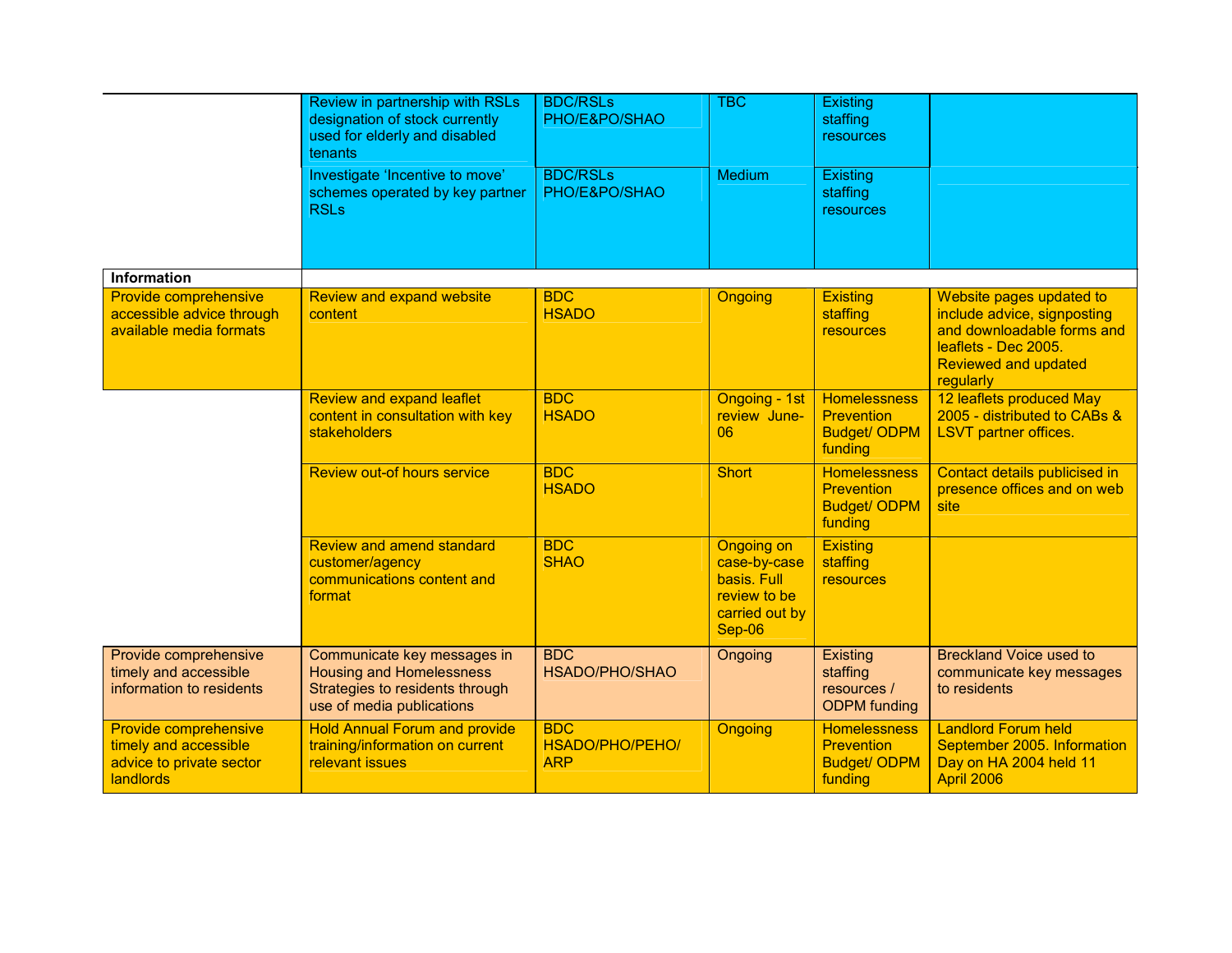| | | | | | |
|---|---|---|---|---|---|
| | Review in partnership with RSLs designation of stock currently used for elderly and disabled tenants | BDC/RSLs PHO/E&PO/SHAO | TBC | Existing staffing resources | |
| | Investigate 'Incentive to move' schemes operated by key partner RSLs | BDC/RSLs PHO/E&PO/SHAO | Medium | Existing staffing resources | |
| **Information** | | | | | |
| Provide comprehensive accessible advice through available media formats | Review and expand website content | BDC HSADO | Ongoing | Existing staffing resources | Website pages updated to include advice, signposting and downloadable forms and leaflets - Dec 2005. Reviewed and updated regularly |
| | Review and expand leaflet content in consultation with key stakeholders | BDC HSADO | Ongoing - 1st review June-06 | Homelessness Prevention Budget/ ODPM funding | 12 leaflets produced May 2005 - distributed to CABs & LSVT partner offices. |
| | Review out-of hours service | BDC HSADO | Short | Homelessness Prevention Budget/ ODPM funding | Contact details publicised in presence offices and on web site |
| | Review and amend standard customer/agency communications content and format | BDC SHAO | Ongoing on case-by-case basis. Full review to be carried out by Sep-06 | Existing staffing resources | |
| Provide comprehensive timely and accessible information to residents | Communicate key messages in Housing and Homelessness Strategies to residents through use of media publications | BDC HSADO/PHO/SHAO | Ongoing | Existing staffing resources / ODPM funding | Breckland Voice used to communicate key messages to residents |
| Provide comprehensive timely and accessible advice to private sector landlords | Hold Annual Forum and provide training/information on current relevant issues | BDC HSADO/PHO/PEHO/ ARP | Ongoing | Homelessness Prevention Budget/ ODPM funding | Landlord Forum held September 2005. Information Day on HA 2004 held 11 April 2006 |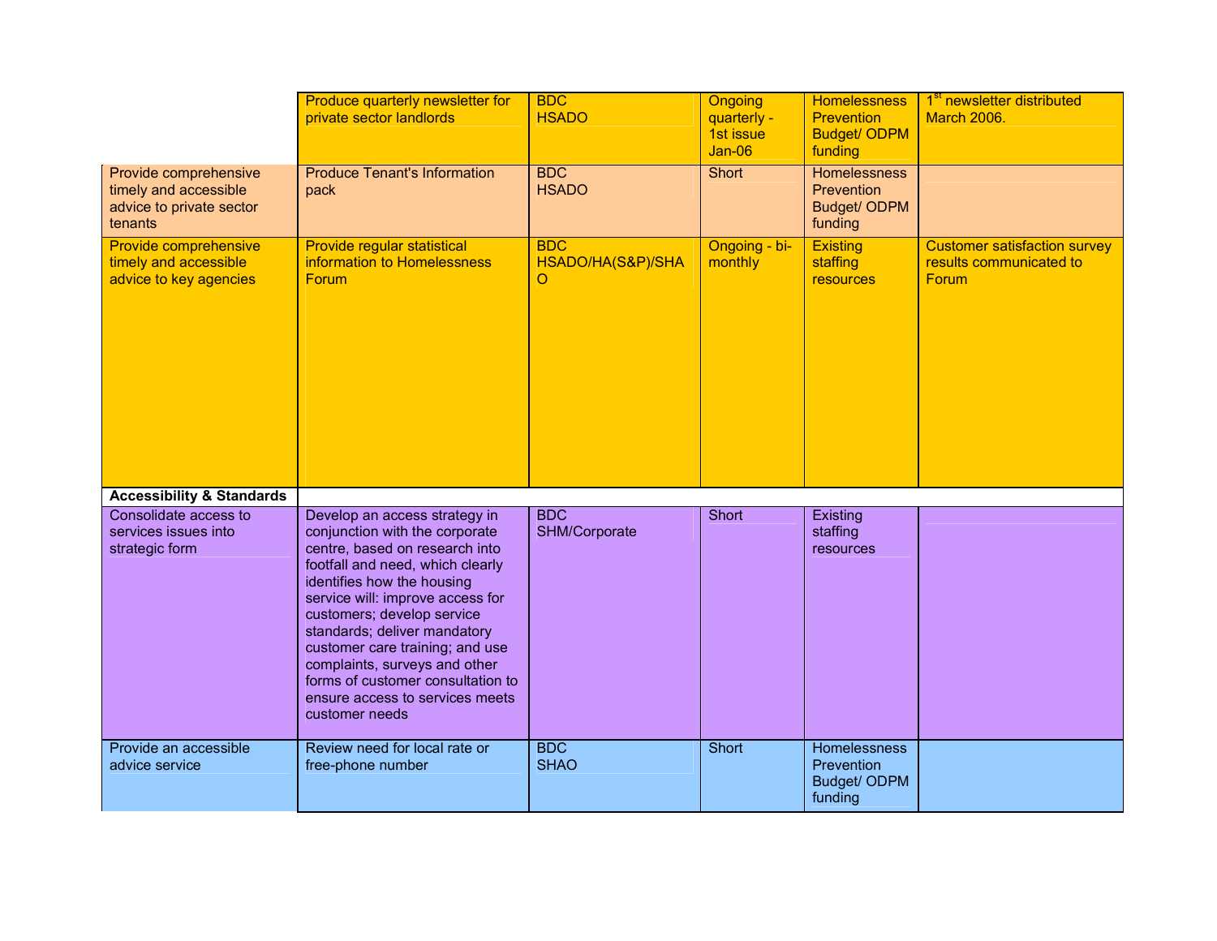| | | | | | |
|---|---|---|---|---|---|
| | Produce quarterly newsletter for private sector landlords | BDC HSADO | Ongoing quarterly - 1st issue Jan-06 | Homelessness Prevention Budget/ ODPM funding | 1st newsletter distributed March 2006. |
| Provide comprehensive timely and accessible advice to private sector tenants | Produce Tenant's Information pack | BDC HSADO | Short | Homelessness Prevention Budget/ ODPM funding | |
| Provide comprehensive timely and accessible advice to key agencies | Provide regular statistical information to Homelessness Forum | BDC HSADO/HA(S&P)/SHAO | Ongoing - bi-monthly | Existing staffing resources | Customer satisfaction survey results communicated to Forum |
| **Accessibility & Standards** | | | | | |
| Consolidate access to services issues into strategic form | Develop an access strategy in conjunction with the corporate centre, based on research into footfall and need, which clearly identifies how the housing service will: improve access for customers; develop service standards; deliver mandatory customer care training; and use complaints, surveys and other forms of customer consultation to ensure access to services meets customer needs | BDC SHM/Corporate | Short | Existing staffing resources | |
| Provide an accessible advice service | Review need for local rate or free-phone number | BDC SHAO | Short | Homelessness Prevention Budget/ ODPM funding | |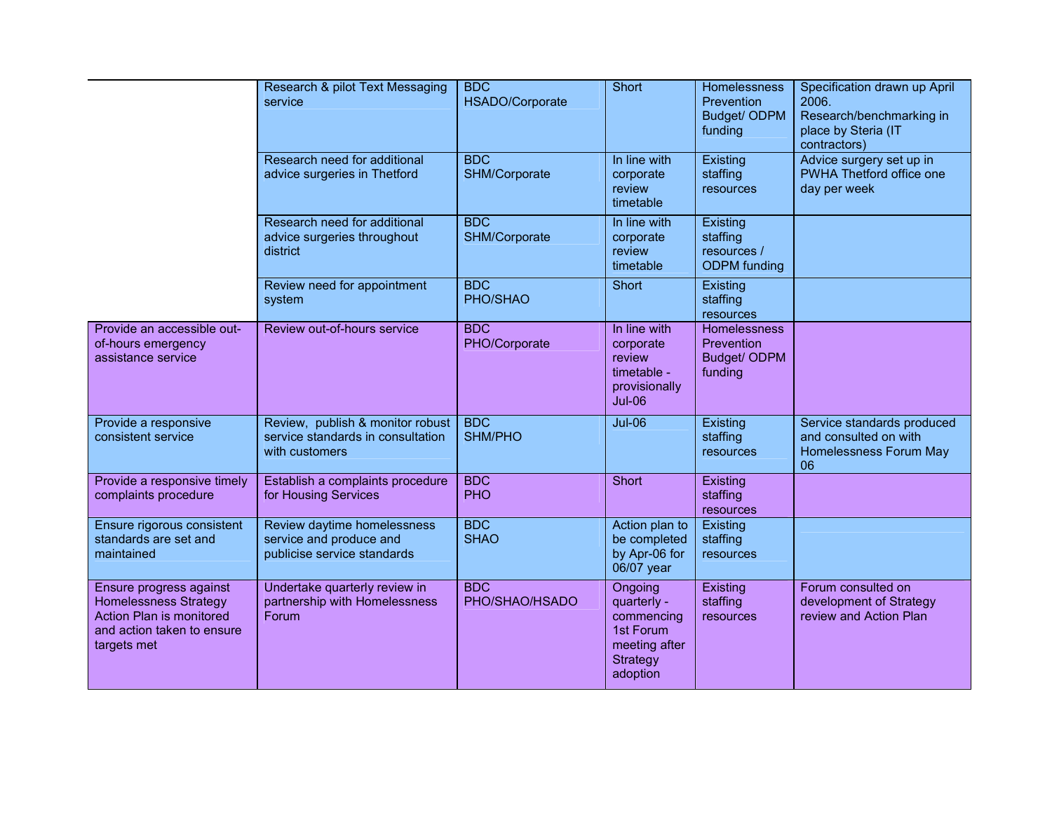| | | | | | |
|---|---|---|---|---|---|
| | Research & pilot Text Messaging service | BDC HSADO/Corporate | Short | Homelessness Prevention Budget/ ODPM funding | Specification drawn up April 2006. Research/benchmarking in place by Steria (IT contractors) |
| | Research need for additional advice surgeries in Thetford | BDC SHM/Corporate | In line with corporate review timetable | Existing staffing resources | Advice surgery set up in PWHA Thetford office one day per week |
| | Research need for additional advice surgeries throughout district | BDC SHM/Corporate | In line with corporate review timetable | Existing staffing resources / ODPM funding | |
| | Review need for appointment system | BDC PHO/SHAO | Short | Existing staffing resources | |
| Provide an accessible out-of-hours emergency assistance service | Review out-of-hours service | BDC PHO/Corporate | In line with corporate review timetable - provisionally Jul-06 | Homelessness Prevention Budget/ ODPM funding | |
| Provide a responsive consistent service | Review, publish & monitor robust service standards in consultation with customers | BDC SHM/PHO | Jul-06 | Existing staffing resources | Service standards produced and consulted on with Homelessness Forum May 06 |
| Provide a responsive timely complaints procedure | Establish a complaints procedure for Housing Services | BDC PHO | Short | Existing staffing resources | |
| Ensure rigorous consistent standards are set and maintained | Review daytime homelessness service and produce and publicise service standards | BDC SHAO | Action plan to be completed by Apr-06 for 06/07 year | Existing staffing resources | |
| Ensure progress against Homelessness Strategy Action Plan is monitored and action taken to ensure targets met | Undertake quarterly review in partnership with Homelessness Forum | BDC PHO/SHAO/HSADO | Ongoing quarterly - commencing 1st Forum meeting after Strategy adoption | Existing staffing resources | Forum consulted on development of Strategy review and Action Plan |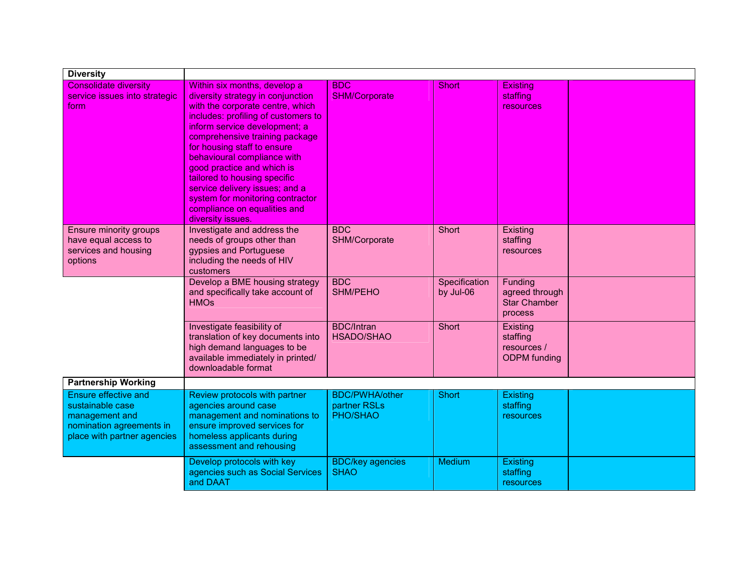| **Diversity** | | | | | |
|---|---|---|---|---|---|
| Consolidate diversity service issues into strategic form | Within six months, develop a diversity strategy in conjunction with the corporate centre, which includes: profiling of customers to inform service development; a comprehensive training package for housing staff to ensure behavioural compliance with good practice and which is tailored to housing specific service delivery issues; and a system for monitoring contractor compliance on equalities and diversity issues. | BDC SHM/Corporate | Short | Existing staffing resources | |
| Ensure minority groups have equal access to services and housing options | Investigate and address the needs of groups other than gypsies and Portuguese including the needs of HIV customers | BDC SHM/Corporate | Short | Existing staffing resources | |
| | Develop a BME housing strategy and specifically take account of HMOs | BDC SHM/PEHO | Specification by Jul-06 | Funding agreed through Star Chamber process | |
| | Investigate feasibility of translation of key documents into high demand languages to be available immediately in printed/ downloadable format | BDC/Intran HSADO/SHAO | Short | Existing staffing resources / ODPM funding | |
| **Partnership Working** | | | | | |
| Ensure effective and sustainable case management and nomination agreements in place with partner agencies | Review protocols with partner agencies around case management and nominations to ensure improved services for homeless applicants during assessment and rehousing | BDC/PWHA/other partner RSLs PHO/SHAO | Short | Existing staffing resources | |
| | Develop protocols with key agencies such as Social Services and DAAT | BDC/key agencies SHAO | Medium | Existing staffing resources | |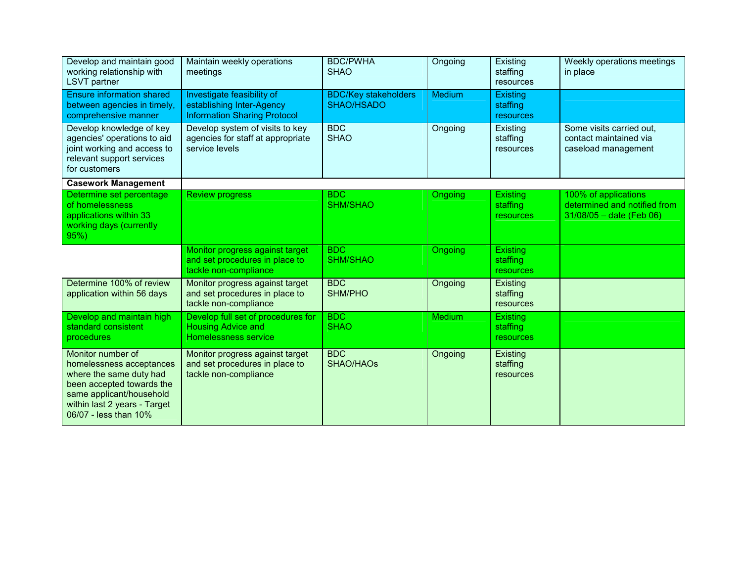| | | | | | |
|---|---|---|---|---|---|
| Develop and maintain good working relationship with LSVT partner | Maintain weekly operations meetings | BDC/PWHA SHAO | Ongoing | Existing staffing resources | Weekly operations meetings in place |
| Ensure information shared between agencies in timely, comprehensive manner | Investigate feasibility of establishing Inter-Agency Information Sharing Protocol | BDC/Key stakeholders SHAO/HSADO | Medium | Existing staffing resources | |
| Develop knowledge of key agencies' operations to aid joint working and access to relevant support services for customers | Develop system of visits to key agencies for staff at appropriate service levels | BDC SHAO | Ongoing | Existing staffing resources | Some visits carried out, contact maintained via caseload management |
| **Casework Management** | | | | | |
| Determine set percentage of homelessness applications within 33 working days (currently 95%) | Review progress | BDC SHM/SHAO | Ongoing | Existing staffing resources | 100% of applications determined and notified from 31/08/05 – date (Feb 06) |
| | Monitor progress against target and set procedures in place to tackle non-compliance | BDC SHM/SHAO | Ongoing | Existing staffing resources | |
| Determine 100% of review application within 56 days | Monitor progress against target and set procedures in place to tackle non-compliance | BDC SHM/PHO | Ongoing | Existing staffing resources | |
| Develop and maintain high standard consistent procedures | Develop full set of procedures for Housing Advice and Homelessness service | BDC SHAO | Medium | Existing staffing resources | |
| Monitor number of homelessness acceptances where the same duty had been accepted towards the same applicant/household within last 2 years - Target 06/07 - less than 10% | Monitor progress against target and set procedures in place to tackle non-compliance | BDC SHAO/HAOs | Ongoing | Existing staffing resources | |